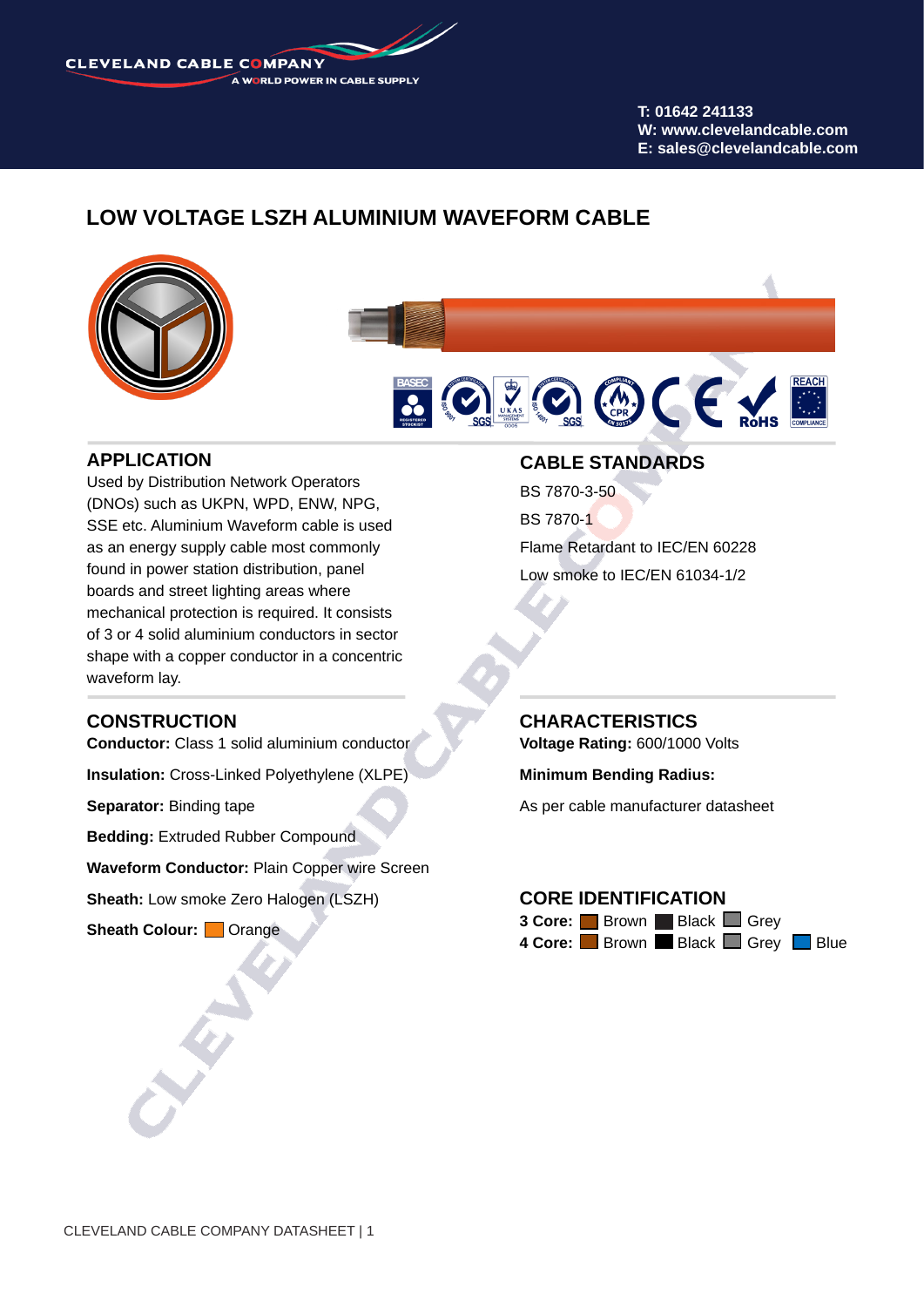CLEVELAND CABLE COMPANY
A WORLD POWER IN CABLE SUPPLY

T: 01642 241133
W: www.clevelandcable.com
E: sales@clevelandcable.com

# LOW VOLTAGE LSZH ALUMINIUM WAVEFORM CABLE

## APPLICATION

Used by Distribution Network Operators (DNOs) such as UKPN, WPD, ENW, NPG, SSE etc. Aluminium Waveform cable is used as an energy supply cable most commonly found in power station distribution, panel boards and street lighting areas where mechanical protection is required. It consists of 3 or 4 solid aluminium conductors in sector shape with a copper conductor in a concentric waveform lay.

## CABLE STANDARDS

BS 7870-3-50

BS 7870-1

Flame Retardant to IEC/EN 60228

Low smoke to IEC/EN 61034-1/2

## CONSTRUCTION

**Conductor:** Class 1 solid aluminium conductor

**Insulation:** Cross-Linked Polyethylene (XLPE)

**Separator:** Binding tape

**Bedding:** Extruded Rubber Compound

**Waveform Conductor:** Plain Copper wire Screen

**Sheath:** Low smoke Zero Halogen (LSZH)

**Sheath Colour:** Orange

## CHARACTERISTICS

**Voltage Rating:** 600/1000 Volts

**Minimum Bending Radius:**

As per cable manufacturer datasheet

## CORE IDENTIFICATION

**3 Core:** Brown Black Grey

**4 Core:** Brown Black Grey Blue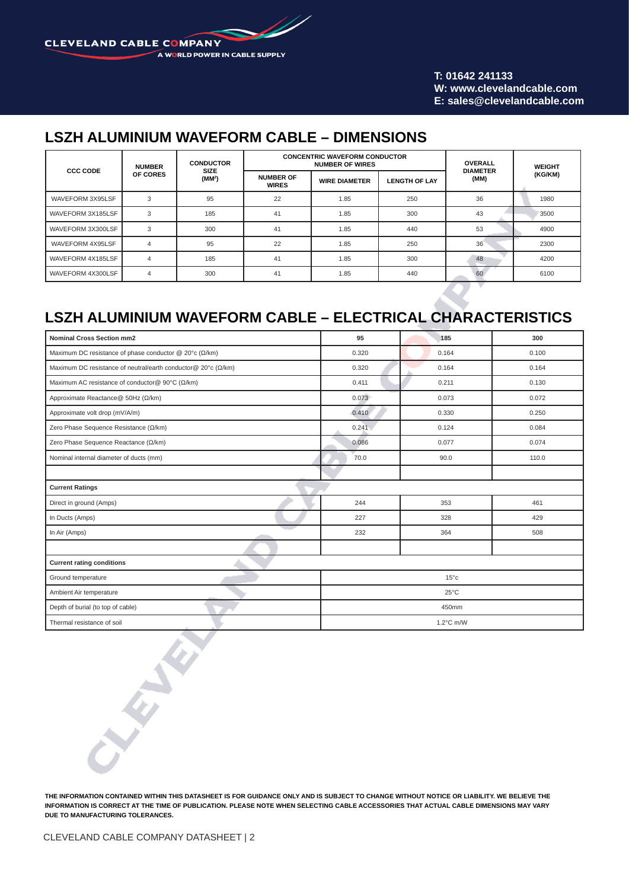CLEVELAND CABLE COMPANY
A WORLD POWER IN CABLE SUPPLY

T: 01642 241133
W: www.clevelandcable.com
E: sales@clevelandcable.com

## LSZH ALUMINIUM WAVEFORM CABLE – DIMENSIONS

| CCC CODE | NUMBER OF CORES | CONDUCTOR SIZE ($MM^2$) | CONCENTRIC WAVEFORM CONDUCTOR NUMBER OF WIRES | | | OVERALL DIAMETER (MM) | WEIGHT (KG/KM) |
|---|---|---|---|---|---|---|---|
| | | | NUMBER OF WIRES | WIRE DIAMETER | LENGTH OF LAY | | |
| WAVEFORM 3X95LSF | 3 | 95 | 22 | 1.85 | 250 | 36 | 1980 |
| WAVEFORM 3X185LSF | 3 | 185 | 41 | 1.85 | 300 | 43 | 3500 |
| WAVEFORM 3X300LSF | 3 | 300 | 41 | 1.85 | 440 | 53 | 4900 |
| WAVEFORM 4X95LSF | 4 | 95 | 22 | 1.85 | 250 | 36 | 2300 |
| WAVEFORM 4X185LSF | 4 | 185 | 41 | 1.85 | 300 | 48 | 4200 |
| WAVEFORM 4X300LSF | 4 | 300 | 41 | 1.85 | 440 | 60 | 6100 |

## LSZH ALUMINIUM WAVEFORM CABLE – ELECTRICAL CHARACTERISTICS

| Nominal Cross Section mm2 | 95 | 185 | 300 |
|---|---|---|---|
| Maximum DC resistance of phase conductor @ 20°c (Ω/km) | 0.320 | 0.164 | 0.100 |
| Maximum DC resistance of neutral/earth conductor@ 20°c (Ω/km) | 0.320 | 0.164 | 0.164 |
| Maximum AC resistance of conductor@ 90°C (Ω/km) | 0.411 | 0.211 | 0.130 |
| Approximate Reactance@ 50Hz (Ω/km) | 0.073 | 0.073 | 0.072 |
| Approximate volt drop (mV/A/m) | 0.410 | 0.330 | 0.250 |
| Zero Phase Sequence Resistance (Ω/km) | 0.241 | 0.124 | 0.084 |
| Zero Phase Sequence Reactance (Ω/km) | 0.086 | 0.077 | 0.074 |
| Nominal internal diameter of ducts (mm) | 70.0 | 90.0 | 110.0 |
| | | | |
| **Current Ratings** | | | |
| Direct in ground (Amps) | 244 | 353 | 461 |
| In Ducts (Amps) | 227 | 328 | 429 |
| In Air (Amps) | 232 | 364 | 508 |
| | | | |
| **Current rating conditions** | | | |
| Ground temperature | 15°c | | |
| Ambient Air temperature | 25°C | | |
| Depth of burial (to top of cable) | 450mm | | |
| Thermal resistance of soil | 1.2°C m/W | | |

**THE INFORMATION CONTAINED WITHIN THIS DATASHEET IS FOR GUIDANCE ONLY AND IS SUBJECT TO CHANGE WITHOUT NOTICE OR LIABILITY. WE BELIEVE THE INFORMATION IS CORRECT AT THE TIME OF PUBLICATION. PLEASE NOTE WHEN SELECTING CABLE ACCESSORIES THAT ACTUAL CABLE DIMENSIONS MAY VARY DUE TO MANUFACTURING TOLERANCES.**